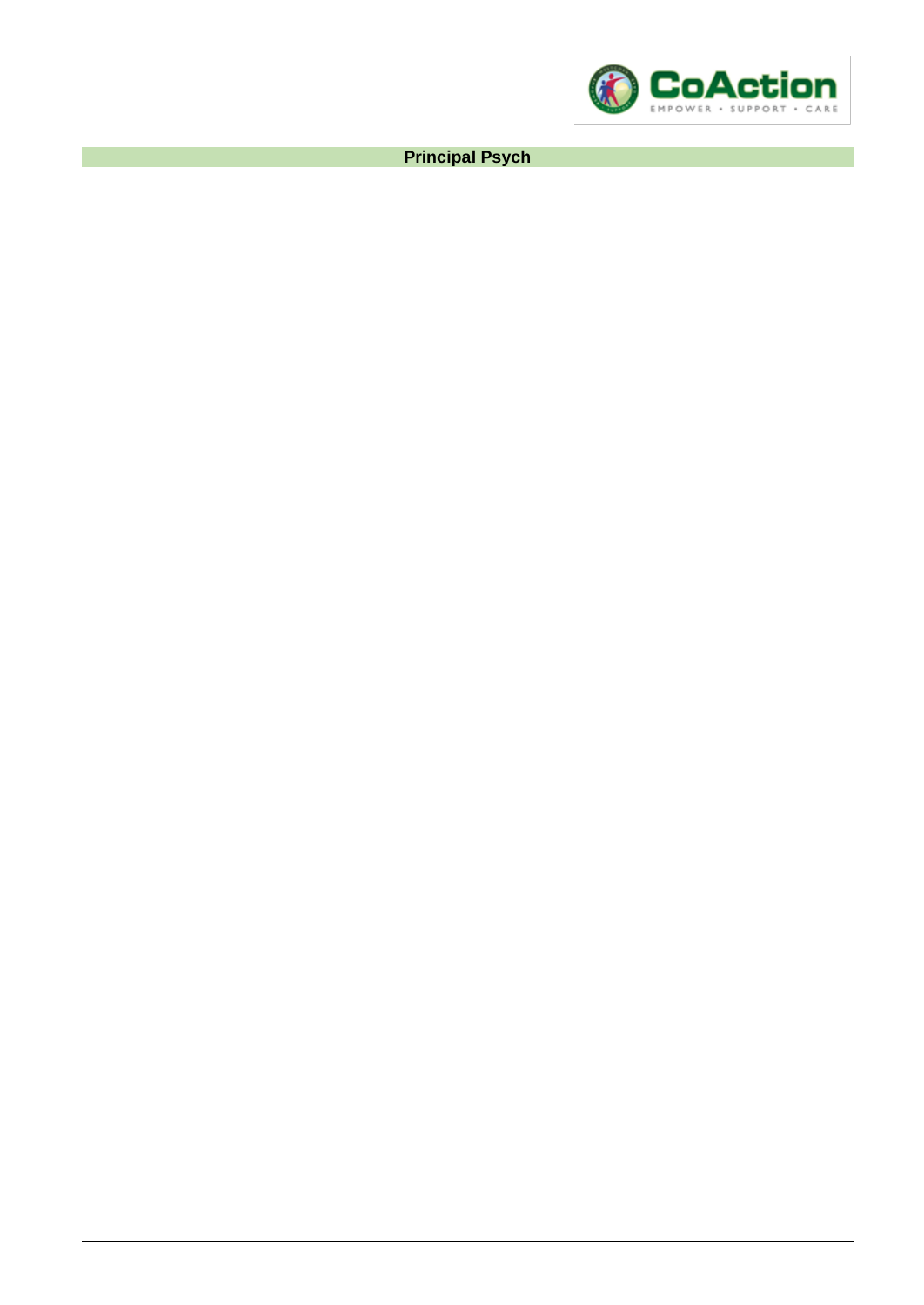# Principal Psych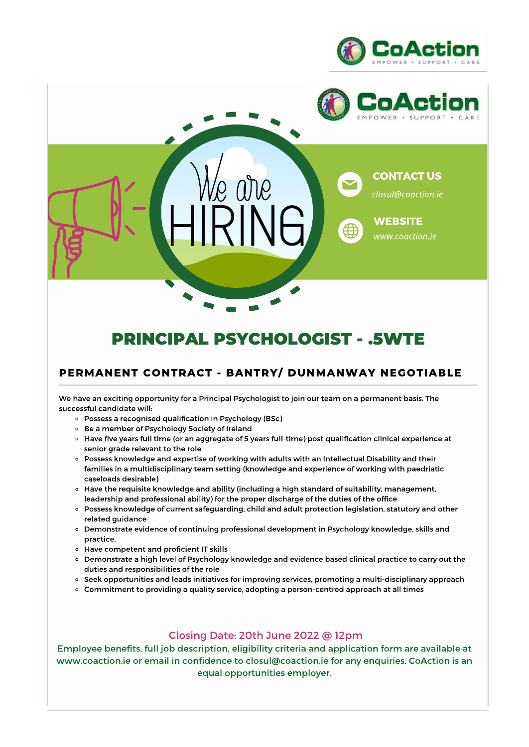CoAction

EMPOWER • SUPPORT • CARE

We are HIRING

**CONTACT US**

*closul@coaction.ie*

**WEBSITE**

*www.coaction.ie*

# PRINCIPAL PSYCHOLOGIST - .5WTE

## PERMANENT CONTRACT - BANTRY/ DUNMANWAY NEGOTIABLE

We have an exciting opportunity for a Principal Psychologist to join our team on a permanent basis. The successful candidate will:

- Possess a recognised qualification in Psychology (BSc)
- Be a member of Psychology Society of Ireland
- Have five years full time (or an aggregate of 5 years full-time) post qualification clinical experience at senior grade relevant to the role
- Possess knowledge and expertise of working with adults with an Intellectual Disability and their families in a multidisciplinary team setting (knowledge and experience of working with paedriatic caseloads desirable)
- Have the requisite knowledge and ability (including a high standard of suitability, management, leadership and professional ability) for the proper discharge of the duties of the office
- Possess knowledge of current safeguarding, child and adult protection legislation, statutory and other related guidance
- Demonstrate evidence of continuing professional development in Psychology knowledge, skills and practice.
- Have competent and proficient IT skills
- Demonstrate a high level of Psychology knowledge and evidence based clinical practice to carry out the duties and responsibilities of the role
- Seek opportunities and leads initiatives for improving services, promoting a multi-disciplinary approach
- Commitment to providing a quality service, adopting a person-centred approach at all times

Closing Date: 20th June 2022 @ 12pm

Employee benefits, full job description, eligibility criteria and application form are available at www.coaction.ie or email in confidence to closul@coaction.ie for any enquiries. CoAction is an equal opportunities employer.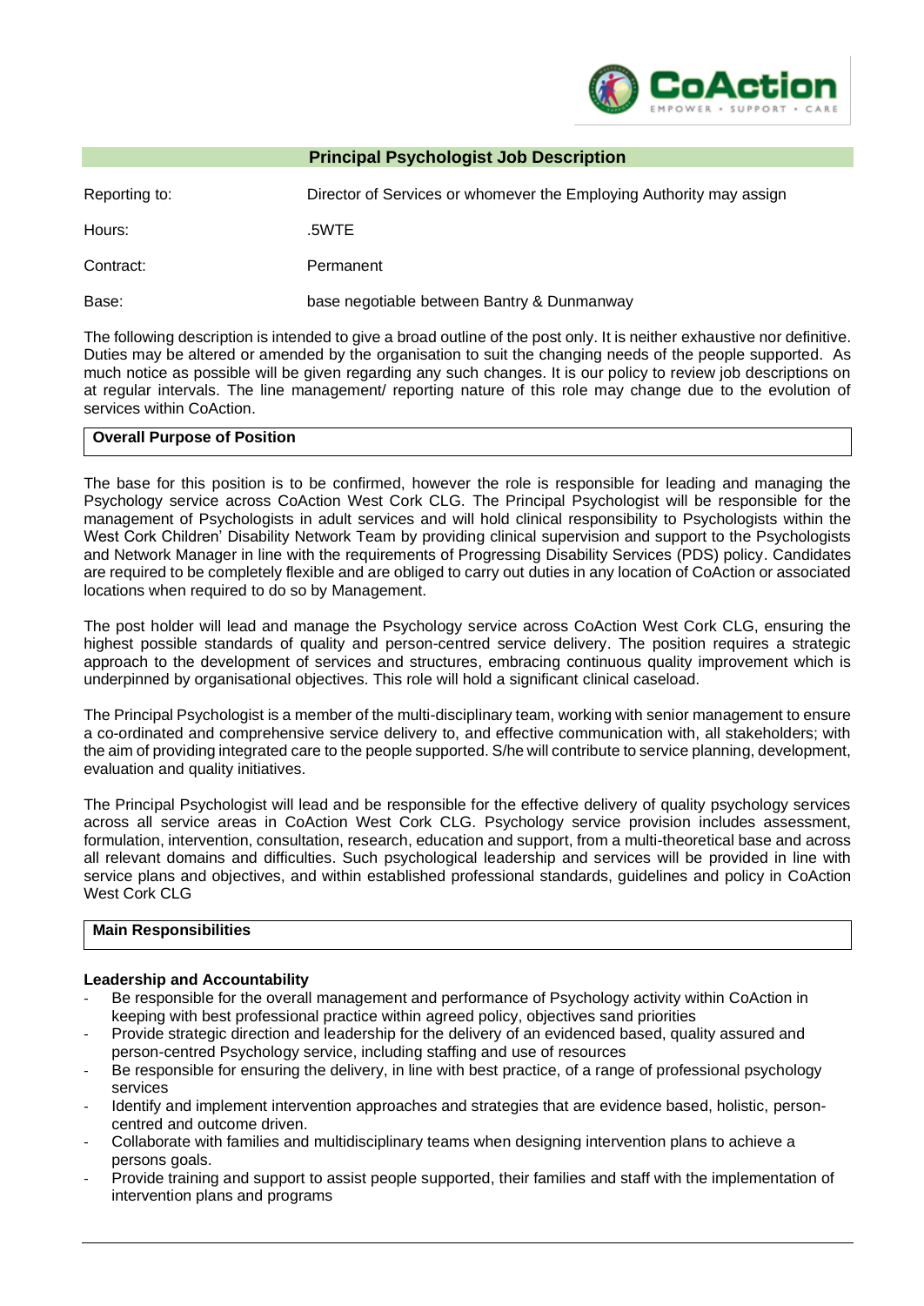## Principal Psychologist Job Description

| | |
|---|---|
| Reporting to: | Director of Services or whomever the Employing Authority may assign |
| Hours: | .5WTE |
| Contract: | Permanent |
| Base: | base negotiable between Bantry & Dunmanway |

The following description is intended to give a broad outline of the post only. It is neither exhaustive nor definitive. Duties may be altered or amended by the organisation to suit the changing needs of the people supported. As much notice as possible will be given regarding any such changes. It is our policy to review job descriptions on at regular intervals. The line management/ reporting nature of this role may change due to the evolution of services within CoAction.

### Overall Purpose of Position

The base for this position is to be confirmed, however the role is responsible for leading and managing the Psychology service across CoAction West Cork CLG. The Principal Psychologist will be responsible for the management of Psychologists in adult services and will hold clinical responsibility to Psychologists within the West Cork Children' Disability Network Team by providing clinical supervision and support to the Psychologists and Network Manager in line with the requirements of Progressing Disability Services (PDS) policy. Candidates are required to be completely flexible and are obliged to carry out duties in any location of CoAction or associated locations when required to do so by Management.

The post holder will lead and manage the Psychology service across CoAction West Cork CLG, ensuring the highest possible standards of quality and person-centred service delivery. The position requires a strategic approach to the development of services and structures, embracing continuous quality improvement which is underpinned by organisational objectives. This role will hold a significant clinical caseload.

The Principal Psychologist is a member of the multi-disciplinary team, working with senior management to ensure a co-ordinated and comprehensive service delivery to, and effective communication with, all stakeholders; with the aim of providing integrated care to the people supported. S/he will contribute to service planning, development, evaluation and quality initiatives.

The Principal Psychologist will lead and be responsible for the effective delivery of quality psychology services across all service areas in CoAction West Cork CLG. Psychology service provision includes assessment, formulation, intervention, consultation, research, education and support, from a multi-theoretical base and across all relevant domains and difficulties. Such psychological leadership and services will be provided in line with service plans and objectives, and within established professional standards, guidelines and policy in CoAction West Cork CLG

### Main Responsibilities

**Leadership and Accountability**

- Be responsible for the overall management and performance of Psychology activity within CoAction in keeping with best professional practice within agreed policy, objectives sand priorities
- Provide strategic direction and leadership for the delivery of an evidenced based, quality assured and person-centred Psychology service, including staffing and use of resources
- Be responsible for ensuring the delivery, in line with best practice, of a range of professional psychology services
- Identify and implement intervention approaches and strategies that are evidence based, holistic, person-centred and outcome driven.
- Collaborate with families and multidisciplinary teams when designing intervention plans to achieve a persons goals.
- Provide training and support to assist people supported, their families and staff with the implementation of intervention plans and programs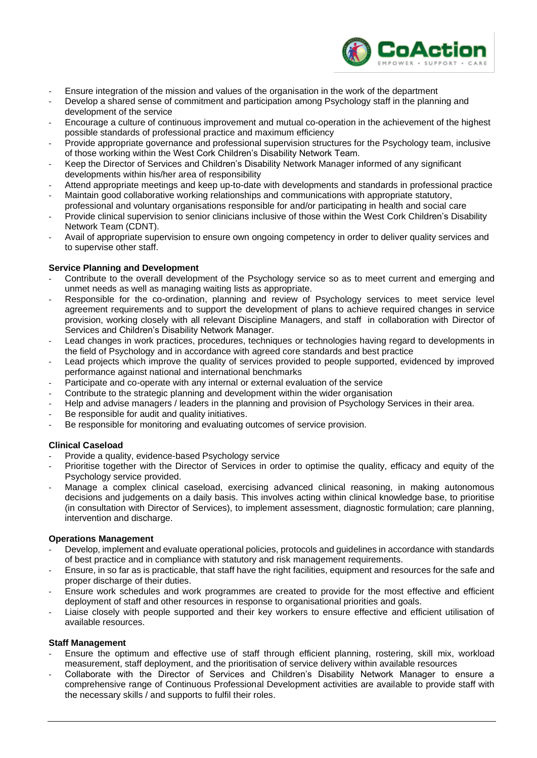- Ensure integration of the mission and values of the organisation in the work of the department
- Develop a shared sense of commitment and participation among Psychology staff in the planning and development of the service
- Encourage a culture of continuous improvement and mutual co-operation in the achievement of the highest possible standards of professional practice and maximum efficiency
- Provide appropriate governance and professional supervision structures for the Psychology team, inclusive of those working within the West Cork Children's Disability Network Team.
- Keep the Director of Services and Children's Disability Network Manager informed of any significant developments within his/her area of responsibility
- Attend appropriate meetings and keep up-to-date with developments and standards in professional practice
- Maintain good collaborative working relationships and communications with appropriate statutory, professional and voluntary organisations responsible for and/or participating in health and social care
- Provide clinical supervision to senior clinicians inclusive of those within the West Cork Children's Disability Network Team (CDNT).
- Avail of appropriate supervision to ensure own ongoing competency in order to deliver quality services and to supervise other staff.

**Service Planning and Development**

- Contribute to the overall development of the Psychology service so as to meet current and emerging and unmet needs as well as managing waiting lists as appropriate.
- Responsible for the co-ordination, planning and review of Psychology services to meet service level agreement requirements and to support the development of plans to achieve required changes in service provision, working closely with all relevant Discipline Managers, and staff in collaboration with Director of Services and Children's Disability Network Manager.
- Lead changes in work practices, procedures, techniques or technologies having regard to developments in the field of Psychology and in accordance with agreed core standards and best practice
- Lead projects which improve the quality of services provided to people supported, evidenced by improved performance against national and international benchmarks
- Participate and co-operate with any internal or external evaluation of the service
- Contribute to the strategic planning and development within the wider organisation
- Help and advise managers / leaders in the planning and provision of Psychology Services in their area.
- Be responsible for audit and quality initiatives.
- Be responsible for monitoring and evaluating outcomes of service provision.

**Clinical Caseload**

- Provide a quality, evidence-based Psychology service
- Prioritise together with the Director of Services in order to optimise the quality, efficacy and equity of the Psychology service provided.
- Manage a complex clinical caseload, exercising advanced clinical reasoning, in making autonomous decisions and judgements on a daily basis. This involves acting within clinical knowledge base, to prioritise (in consultation with Director of Services), to implement assessment, diagnostic formulation; care planning, intervention and discharge.

**Operations Management**

- Develop, implement and evaluate operational policies, protocols and guidelines in accordance with standards of best practice and in compliance with statutory and risk management requirements.
- Ensure, in so far as is practicable, that staff have the right facilities, equipment and resources for the safe and proper discharge of their duties.
- Ensure work schedules and work programmes are created to provide for the most effective and efficient deployment of staff and other resources in response to organisational priorities and goals.
- Liaise closely with people supported and their key workers to ensure effective and efficient utilisation of available resources.

**Staff Management**

- Ensure the optimum and effective use of staff through efficient planning, rostering, skill mix, workload measurement, staff deployment, and the prioritisation of service delivery within available resources
- Collaborate with the Director of Services and Children's Disability Network Manager to ensure a comprehensive range of Continuous Professional Development activities are available to provide staff with the necessary skills / and supports to fulfil their roles.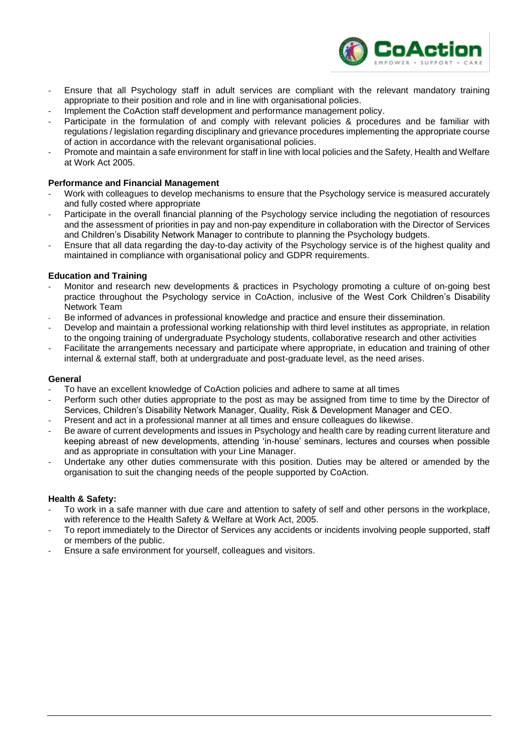- Ensure that all Psychology staff in adult services are compliant with the relevant mandatory training appropriate to their position and role and in line with organisational policies.
- Implement the CoAction staff development and performance management policy.
- Participate in the formulation of and comply with relevant policies & procedures and be familiar with regulations / legislation regarding disciplinary and grievance procedures implementing the appropriate course of action in accordance with the relevant organisational policies.
- Promote and maintain a safe environment for staff in line with local policies and the Safety, Health and Welfare at Work Act 2005.

**Performance and Financial Management**

- Work with colleagues to develop mechanisms to ensure that the Psychology service is measured accurately and fully costed where appropriate
- Participate in the overall financial planning of the Psychology service including the negotiation of resources and the assessment of priorities in pay and non-pay expenditure in collaboration with the Director of Services and Children's Disability Network Manager to contribute to planning the Psychology budgets.
- Ensure that all data regarding the day-to-day activity of the Psychology service is of the highest quality and maintained in compliance with organisational policy and GDPR requirements.

**Education and Training**

- Monitor and research new developments & practices in Psychology promoting a culture of on-going best practice throughout the Psychology service in CoAction, inclusive of the West Cork Children's Disability Network Team
- Be informed of advances in professional knowledge and practice and ensure their dissemination.
- Develop and maintain a professional working relationship with third level institutes as appropriate, in relation to the ongoing training of undergraduate Psychology students, collaborative research and other activities
- Facilitate the arrangements necessary and participate where appropriate, in education and training of other internal & external staff, both at undergraduate and post-graduate level, as the need arises.

**General**

- To have an excellent knowledge of CoAction policies and adhere to same at all times
- Perform such other duties appropriate to the post as may be assigned from time to time by the Director of Services, Children's Disability Network Manager, Quality, Risk & Development Manager and CEO.
- Present and act in a professional manner at all times and ensure colleagues do likewise.
- Be aware of current developments and issues in Psychology and health care by reading current literature and keeping abreast of new developments, attending 'in-house' seminars, lectures and courses when possible and as appropriate in consultation with your Line Manager.
- Undertake any other duties commensurate with this position. Duties may be altered or amended by the organisation to suit the changing needs of the people supported by CoAction.

**Health & Safety:**

- To work in a safe manner with due care and attention to safety of self and other persons in the workplace, with reference to the Health Safety & Welfare at Work Act, 2005.
- To report immediately to the Director of Services any accidents or incidents involving people supported, staff or members of the public.
- Ensure a safe environment for yourself, colleagues and visitors.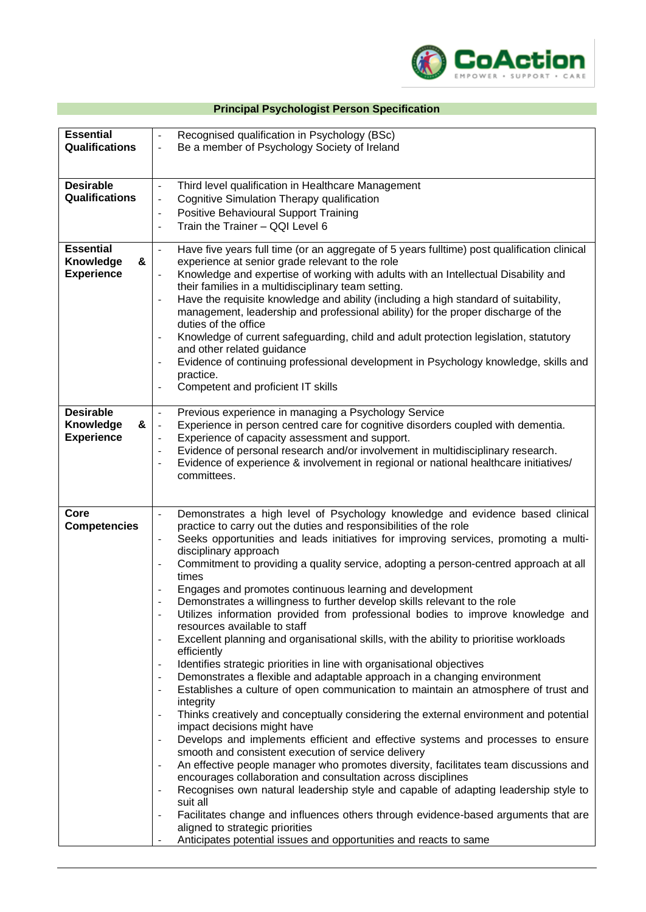## Principal Psychologist Person Specification

| | |
|---|---|
| **Essential Qualifications** | - Recognised qualification in Psychology (BSc)<br>- Be a member of Psychology Society of Ireland |
| **Desirable Qualifications** | - Third level qualification in Healthcare Management<br>- Cognitive Simulation Therapy qualification<br>- Positive Behavioural Support Training<br>- Train the Trainer – QQI Level 6 |
| **Essential Knowledge & Experience** | - Have five years full time (or an aggregate of 5 years fulltime) post qualification clinical experience at senior grade relevant to the role<br>- Knowledge and expertise of working with adults with an Intellectual Disability and their families in a multidisciplinary team setting.<br>- Have the requisite knowledge and ability (including a high standard of suitability, management, leadership and professional ability) for the proper discharge of the duties of the office<br>- Knowledge of current safeguarding, child and adult protection legislation, statutory and other related guidance<br>- Evidence of continuing professional development in Psychology knowledge, skills and practice.<br>- Competent and proficient IT skills |
| **Desirable Knowledge & Experience** | - Previous experience in managing a Psychology Service<br>- Experience in person centred care for cognitive disorders coupled with dementia.<br>- Experience of capacity assessment and support.<br>- Evidence of personal research and/or involvement in multidisciplinary research.<br>- Evidence of experience & involvement in regional or national healthcare initiatives/ committees. |
| **Core Competencies** | - Demonstrates a high level of Psychology knowledge and evidence based clinical practice to carry out the duties and responsibilities of the role<br>- Seeks opportunities and leads initiatives for improving services, promoting a multi-disciplinary approach<br>- Commitment to providing a quality service, adopting a person-centred approach at all times<br>- Engages and promotes continuous learning and development<br>- Demonstrates a willingness to further develop skills relevant to the role<br>- Utilizes information provided from professional bodies to improve knowledge and resources available to staff<br>- Excellent planning and organisational skills, with the ability to prioritise workloads efficiently<br>- Identifies strategic priorities in line with organisational objectives<br>- Demonstrates a flexible and adaptable approach in a changing environment<br>- Establishes a culture of open communication to maintain an atmosphere of trust and integrity<br>- Thinks creatively and conceptually considering the external environment and potential impact decisions might have<br>- Develops and implements efficient and effective systems and processes to ensure smooth and consistent execution of service delivery<br>- An effective people manager who promotes diversity, facilitates team discussions and encourages collaboration and consultation across disciplines<br>- Recognises own natural leadership style and capable of adapting leadership style to suit all<br>- Facilitates change and influences others through evidence-based arguments that are aligned to strategic priorities<br>- Anticipates potential issues and opportunities and reacts to same |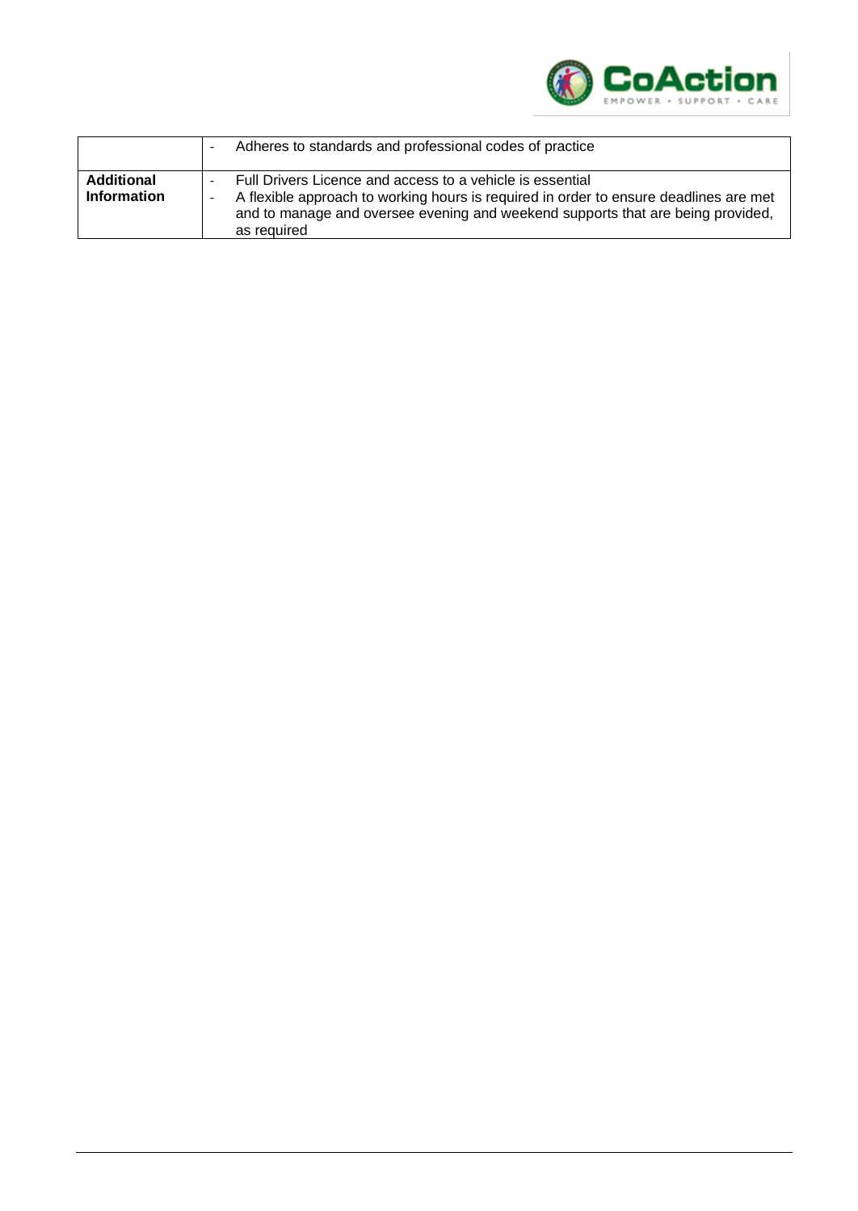| | |
|---|---|
| | - Adheres to standards and professional codes of practice |
| **Additional Information** | - Full Drivers Licence and access to a vehicle is essential<br>- A flexible approach to working hours is required in order to ensure deadlines are met and to manage and oversee evening and weekend supports that are being provided, as required |